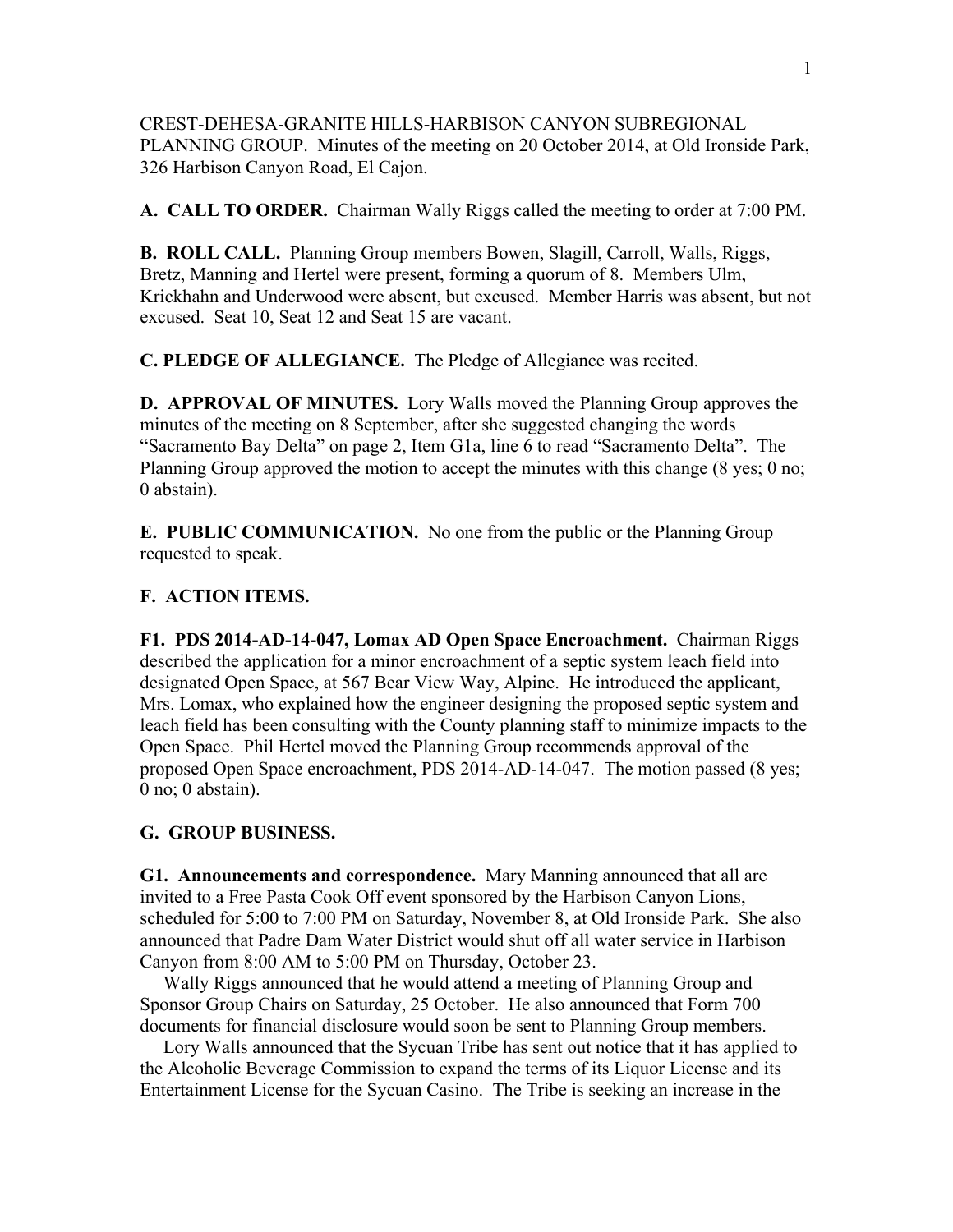CREST-DEHESA-GRANITE HILLS-HARBISON CANYON SUBREGIONAL PLANNING GROUP. Minutes of the meeting on 20 October 2014, at Old Ironside Park, 326 Harbison Canyon Road, El Cajon.

**A. CALL TO ORDER.** Chairman Wally Riggs called the meeting to order at 7:00 PM.

**B. ROLL CALL.** Planning Group members Bowen, Slagill, Carroll, Walls, Riggs, Bretz, Manning and Hertel were present, forming a quorum of 8. Members Ulm, Krickhahn and Underwood were absent, but excused. Member Harris was absent, but not excused. Seat 10, Seat 12 and Seat 15 are vacant.

**C. PLEDGE OF ALLEGIANCE.** The Pledge of Allegiance was recited.

**D. APPROVAL OF MINUTES.** Lory Walls moved the Planning Group approves the minutes of the meeting on 8 September, after she suggested changing the words "Sacramento Bay Delta" on page 2, Item G1a, line 6 to read "Sacramento Delta". The Planning Group approved the motion to accept the minutes with this change (8 yes; 0 no; 0 abstain).

**E. PUBLIC COMMUNICATION.** No one from the public or the Planning Group requested to speak.

**F. ACTION ITEMS.**

**F1. PDS 2014-AD-14-047, Lomax AD Open Space Encroachment.** Chairman Riggs described the application for a minor encroachment of a septic system leach field into designated Open Space, at 567 Bear View Way, Alpine. He introduced the applicant, Mrs. Lomax, who explained how the engineer designing the proposed septic system and leach field has been consulting with the County planning staff to minimize impacts to the Open Space. Phil Hertel moved the Planning Group recommends approval of the proposed Open Space encroachment, PDS 2014-AD-14-047. The motion passed (8 yes; 0 no; 0 abstain).

**G. GROUP BUSINESS.**

**G1. Announcements and correspondence.** Mary Manning announced that all are invited to a Free Pasta Cook Off event sponsored by the Harbison Canyon Lions, scheduled for 5:00 to 7:00 PM on Saturday, November 8, at Old Ironside Park. She also announced that Padre Dam Water District would shut off all water service in Harbison Canyon from 8:00 AM to 5:00 PM on Thursday, October 23.

Wally Riggs announced that he would attend a meeting of Planning Group and Sponsor Group Chairs on Saturday, 25 October. He also announced that Form 700 documents for financial disclosure would soon be sent to Planning Group members.

Lory Walls announced that the Sycuan Tribe has sent out notice that it has applied to the Alcoholic Beverage Commission to expand the terms of its Liquor License and its Entertainment License for the Sycuan Casino. The Tribe is seeking an increase in the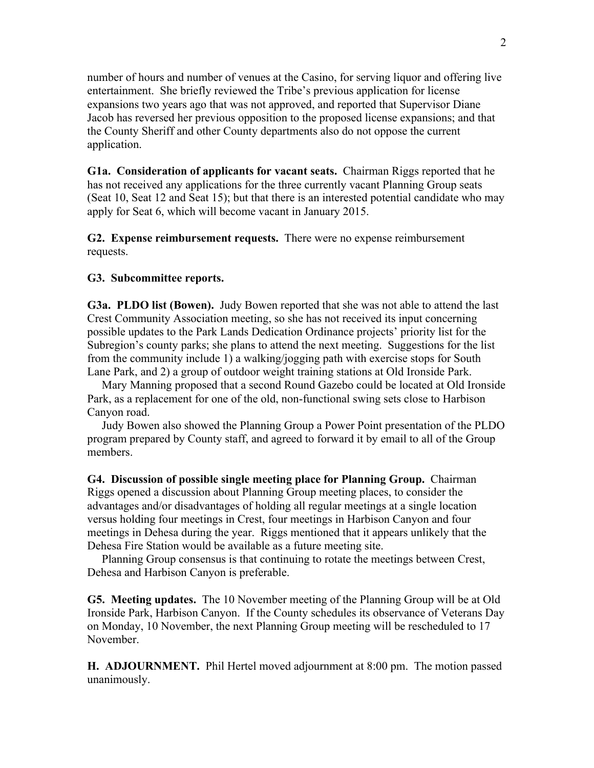number of hours and number of venues at the Casino, for serving liquor and offering live entertainment. She briefly reviewed the Tribe's previous application for license expansions two years ago that was not approved, and reported that Supervisor Diane Jacob has reversed her previous opposition to the proposed license expansions; and that the County Sheriff and other County departments also do not oppose the current application.

**G1a. Consideration of applicants for vacant seats.** Chairman Riggs reported that he has not received any applications for the three currently vacant Planning Group seats (Seat 10, Seat 12 and Seat 15); but that there is an interested potential candidate who may apply for Seat 6, which will become vacant in January 2015.

**G2. Expense reimbursement requests.** There were no expense reimbursement requests.

**G3. Subcommittee reports.**

**G3a. PLDO list (Bowen).** Judy Bowen reported that she was not able to attend the last Crest Community Association meeting, so she has not received its input concerning possible updates to the Park Lands Dedication Ordinance projects' priority list for the Subregion's county parks; she plans to attend the next meeting. Suggestions for the list from the community include 1) a walking/jogging path with exercise stops for South Lane Park, and 2) a group of outdoor weight training stations at Old Ironside Park.

Mary Manning proposed that a second Round Gazebo could be located at Old Ironside Park, as a replacement for one of the old, non-functional swing sets close to Harbison Canyon road.

Judy Bowen also showed the Planning Group a Power Point presentation of the PLDO program prepared by County staff, and agreed to forward it by email to all of the Group members.

**G4. Discussion of possible single meeting place for Planning Group.** Chairman Riggs opened a discussion about Planning Group meeting places, to consider the advantages and/or disadvantages of holding all regular meetings at a single location versus holding four meetings in Crest, four meetings in Harbison Canyon and four meetings in Dehesa during the year. Riggs mentioned that it appears unlikely that the Dehesa Fire Station would be available as a future meeting site.

Planning Group consensus is that continuing to rotate the meetings between Crest, Dehesa and Harbison Canyon is preferable.

**G5. Meeting updates.** The 10 November meeting of the Planning Group will be at Old Ironside Park, Harbison Canyon. If the County schedules its observance of Veterans Day on Monday, 10 November, the next Planning Group meeting will be rescheduled to 17 November.

**H. ADJOURNMENT.** Phil Hertel moved adjournment at 8:00 pm. The motion passed unanimously.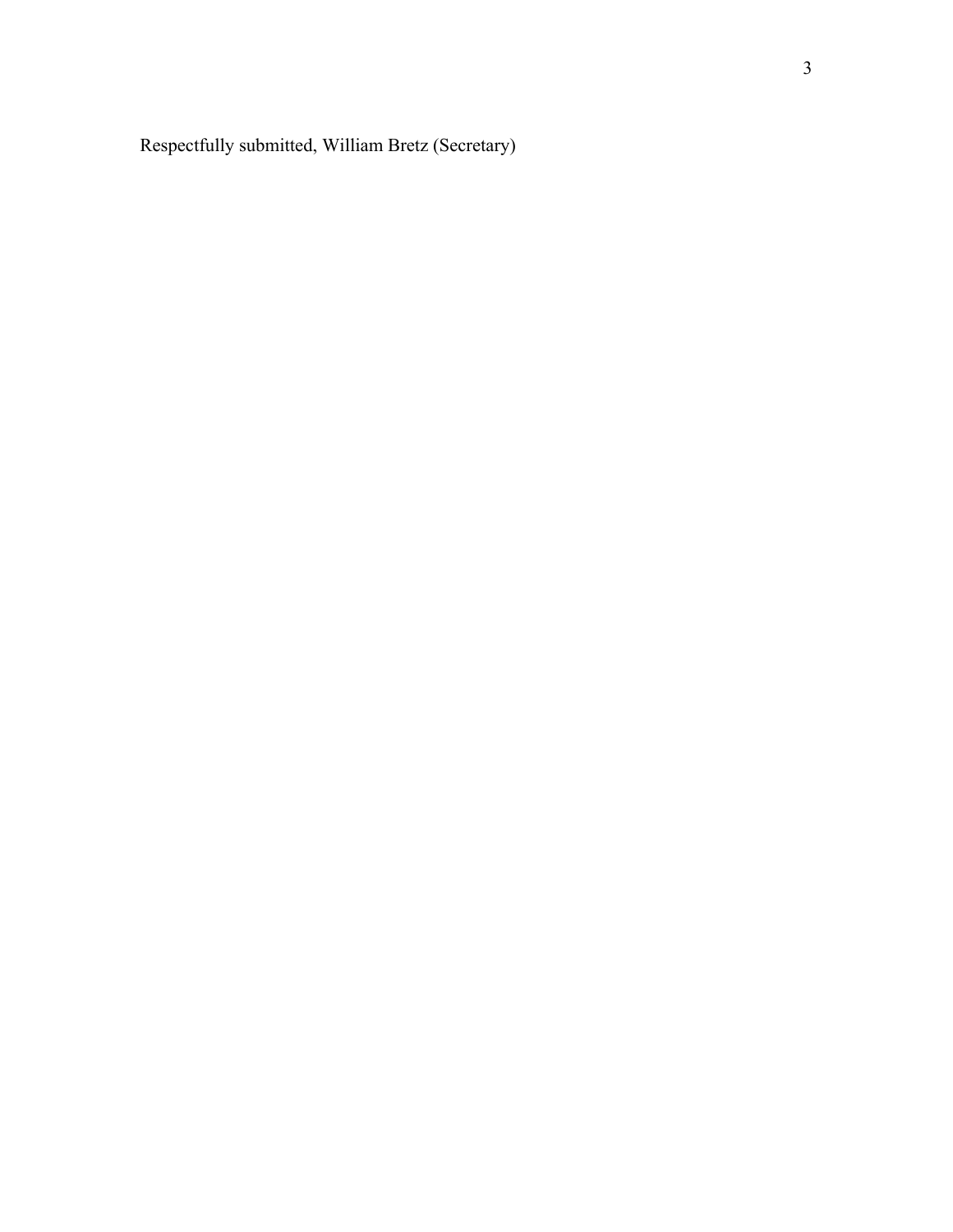Respectfully submitted, William Bretz (Secretary)